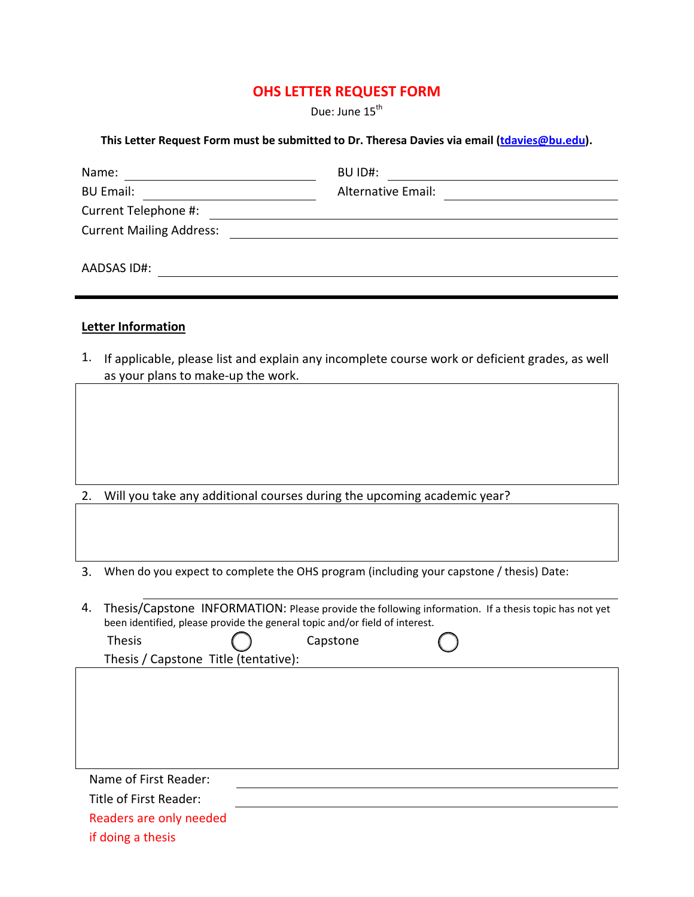# OHS LETTER REQUEST FORM

Due: June 15th

**This Letter Request Form must be submitted to Dr. Theresa Davies via email (tdavies@bu.edu).**

Name: ______________________ BU ID#: ______________________

BU Email: ______________________ Alternative Email: ______________________

Current Telephone #: ______________________

Current Mailing Address: ______________________

AADSAS ID#: ______________________

---

**Letter Information**

1. If applicable, please list and explain any incomplete course work or deficient grades, as well as your plans to make-up the work.

2. Will you take any additional courses during the upcoming academic year?

3. When do you expect to complete the OHS program (including your capstone / thesis) Date: ______________________

4. Thesis/Capstone INFORMATION: Please provide the following information. If a thesis topic has not yet been identified, please provide the general topic and/or field of interest.

   Thesis ◯ Capstone ◯

   Thesis / Capstone Title (tentative):

Name of First Reader: ______________________

Title of First Reader: ______________________

Readers are only needed if doing a thesis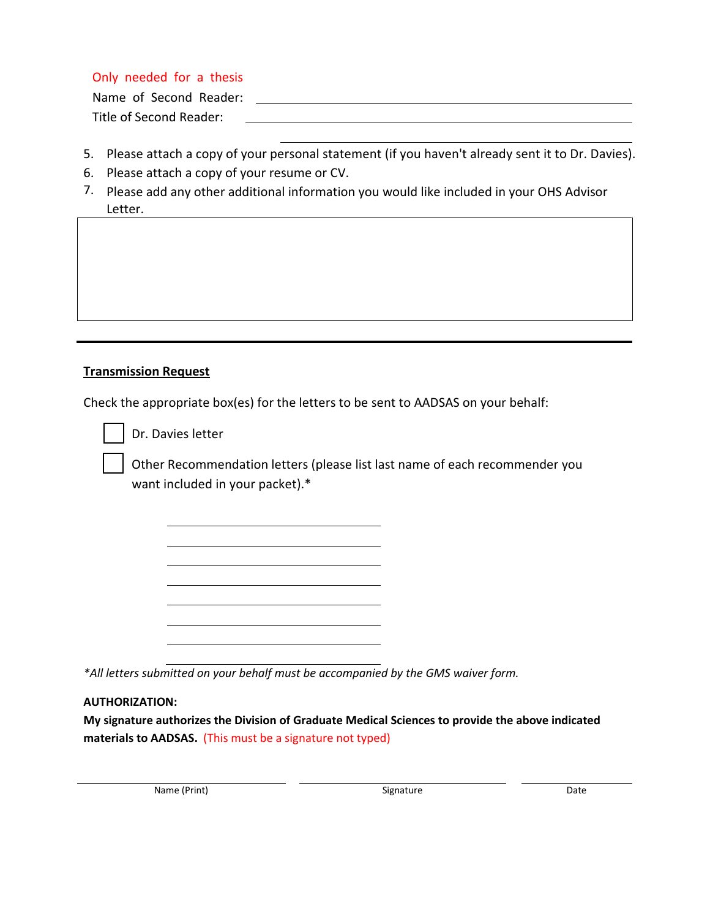Only needed for a thesis

Name of Second Reader: ______________________________

Title of Second Reader: ______________________________

5. Please attach a copy of your personal statement (if you haven't already sent it to Dr. Davies).
6. Please attach a copy of your resume or CV.
7. Please add any other additional information you would like included in your OHS Advisor Letter.

---

**Transmission Request**

Check the appropriate box(es) for the letters to be sent to AADSAS on your behalf:

- [ ] Dr. Davies letter
- [ ] Other Recommendation letters (please list last name of each recommender you want included in your packet).*

______________________________

______________________________

______________________________

______________________________

______________________________

______________________________

______________________________

______________________________

*\*All letters submitted on your behalf must be accompanied by the GMS waiver form.*

**AUTHORIZATION:**

**My signature authorizes the Division of Graduate Medical Sciences to provide the above indicated materials to AADSAS.** (This must be a signature not typed)

| Name (Print) | Signature | Date |
| --- | --- | --- |
| | | |